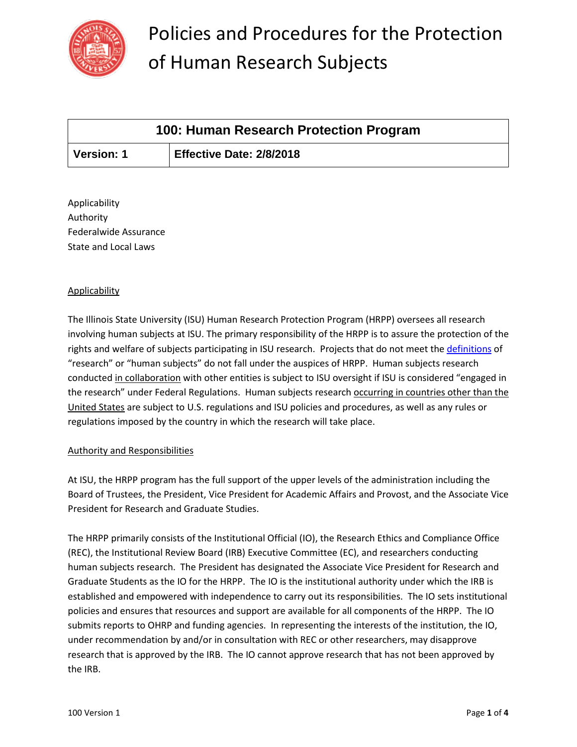# Policies and Procedures for the Protection of Human Research Subjects

| 100: Human Research Protection Program | |
|---|---|
| **Version: 1** | **Effective Date: 2/8/2018** |

Applicability
Authority
Federalwide Assurance
State and Local Laws

## Applicability

The Illinois State University (ISU) Human Research Protection Program (HRPP) oversees all research involving human subjects at ISU. The primary responsibility of the HRPP is to assure the protection of the rights and welfare of subjects participating in ISU research. Projects that do not meet the definitions of "research" or "human subjects" do not fall under the auspices of HRPP. Human subjects research conducted in collaboration with other entities is subject to ISU oversight if ISU is considered "engaged in the research" under Federal Regulations. Human subjects research occurring in countries other than the United States are subject to U.S. regulations and ISU policies and procedures, as well as any rules or regulations imposed by the country in which the research will take place.

## Authority and Responsibilities

At ISU, the HRPP program has the full support of the upper levels of the administration including the Board of Trustees, the President, Vice President for Academic Affairs and Provost, and the Associate Vice President for Research and Graduate Studies.

The HRPP primarily consists of the Institutional Official (IO), the Research Ethics and Compliance Office (REC), the Institutional Review Board (IRB) Executive Committee (EC), and researchers conducting human subjects research. The President has designated the Associate Vice President for Research and Graduate Students as the IO for the HRPP. The IO is the institutional authority under which the IRB is established and empowered with independence to carry out its responsibilities. The IO sets institutional policies and ensures that resources and support are available for all components of the HRPP. The IO submits reports to OHRP and funding agencies. In representing the interests of the institution, the IO, under recommendation by and/or in consultation with REC or other researchers, may disapprove research that is approved by the IRB. The IO cannot approve research that has not been approved by the IRB.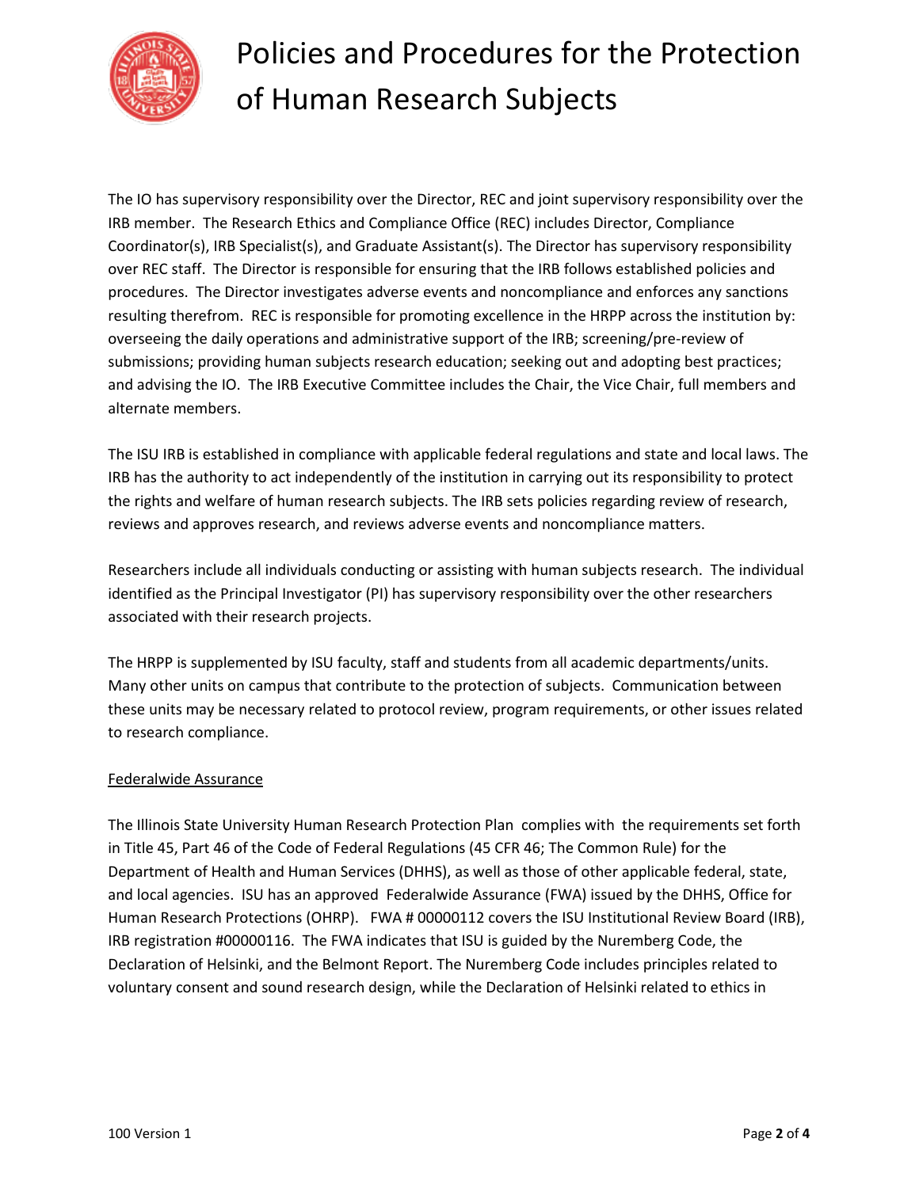The IO has supervisory responsibility over the Director, REC and joint supervisory responsibility over the IRB member. The Research Ethics and Compliance Office (REC) includes Director, Compliance Coordinator(s), IRB Specialist(s), and Graduate Assistant(s). The Director has supervisory responsibility over REC staff. The Director is responsible for ensuring that the IRB follows established policies and procedures. The Director investigates adverse events and noncompliance and enforces any sanctions resulting therefrom. REC is responsible for promoting excellence in the HRPP across the institution by: overseeing the daily operations and administrative support of the IRB; screening/pre-review of submissions; providing human subjects research education; seeking out and adopting best practices; and advising the IO. The IRB Executive Committee includes the Chair, the Vice Chair, full members and alternate members.

The ISU IRB is established in compliance with applicable federal regulations and state and local laws. The IRB has the authority to act independently of the institution in carrying out its responsibility to protect the rights and welfare of human research subjects. The IRB sets policies regarding review of research, reviews and approves research, and reviews adverse events and noncompliance matters.

Researchers include all individuals conducting or assisting with human subjects research. The individual identified as the Principal Investigator (PI) has supervisory responsibility over the other researchers associated with their research projects.

The HRPP is supplemented by ISU faculty, staff and students from all academic departments/units. Many other units on campus that contribute to the protection of subjects. Communication between these units may be necessary related to protocol review, program requirements, or other issues related to research compliance.

Federalwide Assurance

The Illinois State University Human Research Protection Plan complies with the requirements set forth in Title 45, Part 46 of the Code of Federal Regulations (45 CFR 46; The Common Rule) for the Department of Health and Human Services (DHHS), as well as those of other applicable federal, state, and local agencies. ISU has an approved Federalwide Assurance (FWA) issued by the DHHS, Office for Human Research Protections (OHRP). FWA # 00000112 covers the ISU Institutional Review Board (IRB), IRB registration #00000116. The FWA indicates that ISU is guided by the Nuremberg Code, the Declaration of Helsinki, and the Belmont Report. The Nuremberg Code includes principles related to voluntary consent and sound research design, while the Declaration of Helsinki related to ethics in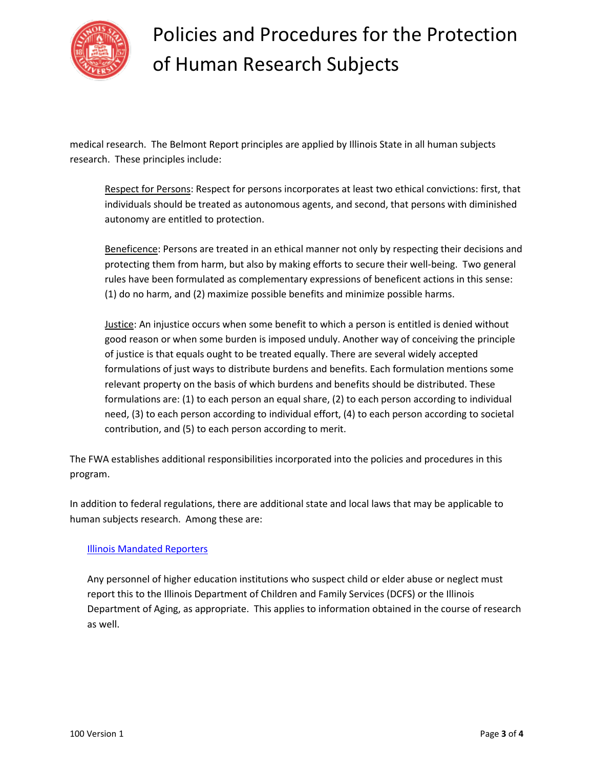medical research. The Belmont Report principles are applied by Illinois State in all human subjects research. These principles include:

> Respect for Persons: Respect for persons incorporates at least two ethical convictions: first, that individuals should be treated as autonomous agents, and second, that persons with diminished autonomy are entitled to protection.
>
> Beneficence: Persons are treated in an ethical manner not only by respecting their decisions and protecting them from harm, but also by making efforts to secure their well-being. Two general rules have been formulated as complementary expressions of beneficent actions in this sense: (1) do no harm, and (2) maximize possible benefits and minimize possible harms.
>
> Justice: An injustice occurs when some benefit to which a person is entitled is denied without good reason or when some burden is imposed unduly. Another way of conceiving the principle of justice is that equals ought to be treated equally. There are several widely accepted formulations of just ways to distribute burdens and benefits. Each formulation mentions some relevant property on the basis of which burdens and benefits should be distributed. These formulations are: (1) to each person an equal share, (2) to each person according to individual need, (3) to each person according to individual effort, (4) to each person according to societal contribution, and (5) to each person according to merit.

The FWA establishes additional responsibilities incorporated into the policies and procedures in this program.

In addition to federal regulations, there are additional state and local laws that may be applicable to human subjects research. Among these are:

Illinois Mandated Reporters

Any personnel of higher education institutions who suspect child or elder abuse or neglect must report this to the Illinois Department of Children and Family Services (DCFS) or the Illinois Department of Aging, as appropriate. This applies to information obtained in the course of research as well.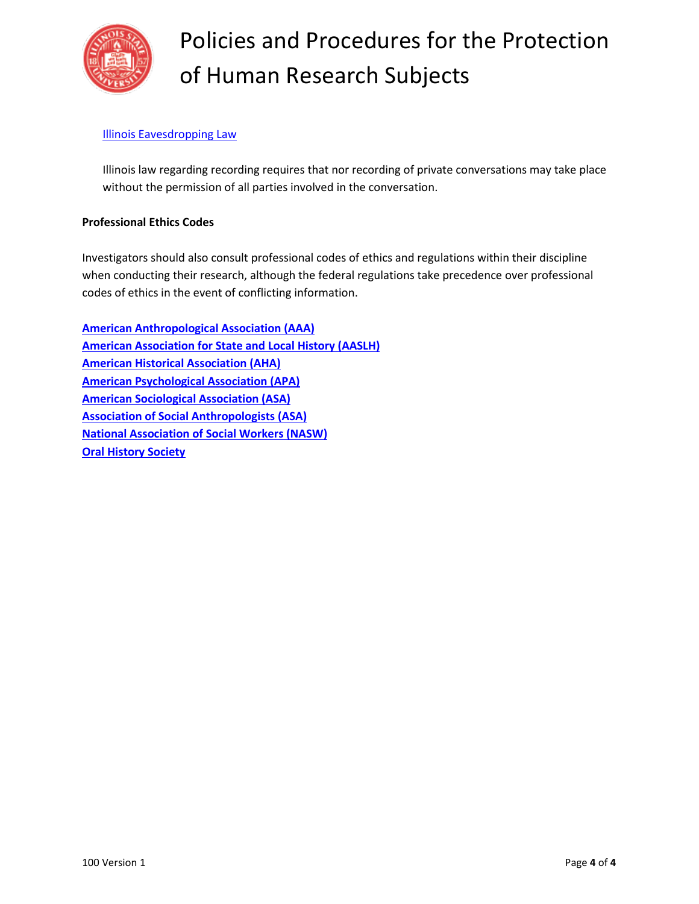Illinois Eavesdropping Law

Illinois law regarding recording requires that nor recording of private conversations may take place without the permission of all parties involved in the conversation.

**Professional Ethics Codes**

Investigators should also consult professional codes of ethics and regulations within their discipline when conducting their research, although the federal regulations take precedence over professional codes of ethics in the event of conflicting information.

**American Anthropological Association (AAA)**
**American Association for State and Local History (AASLH)**
**American Historical Association (AHA)**
**American Psychological Association (APA)**
**American Sociological Association (ASA)**
**Association of Social Anthropologists (ASA)**
**National Association of Social Workers (NASW)**
**Oral History Society**